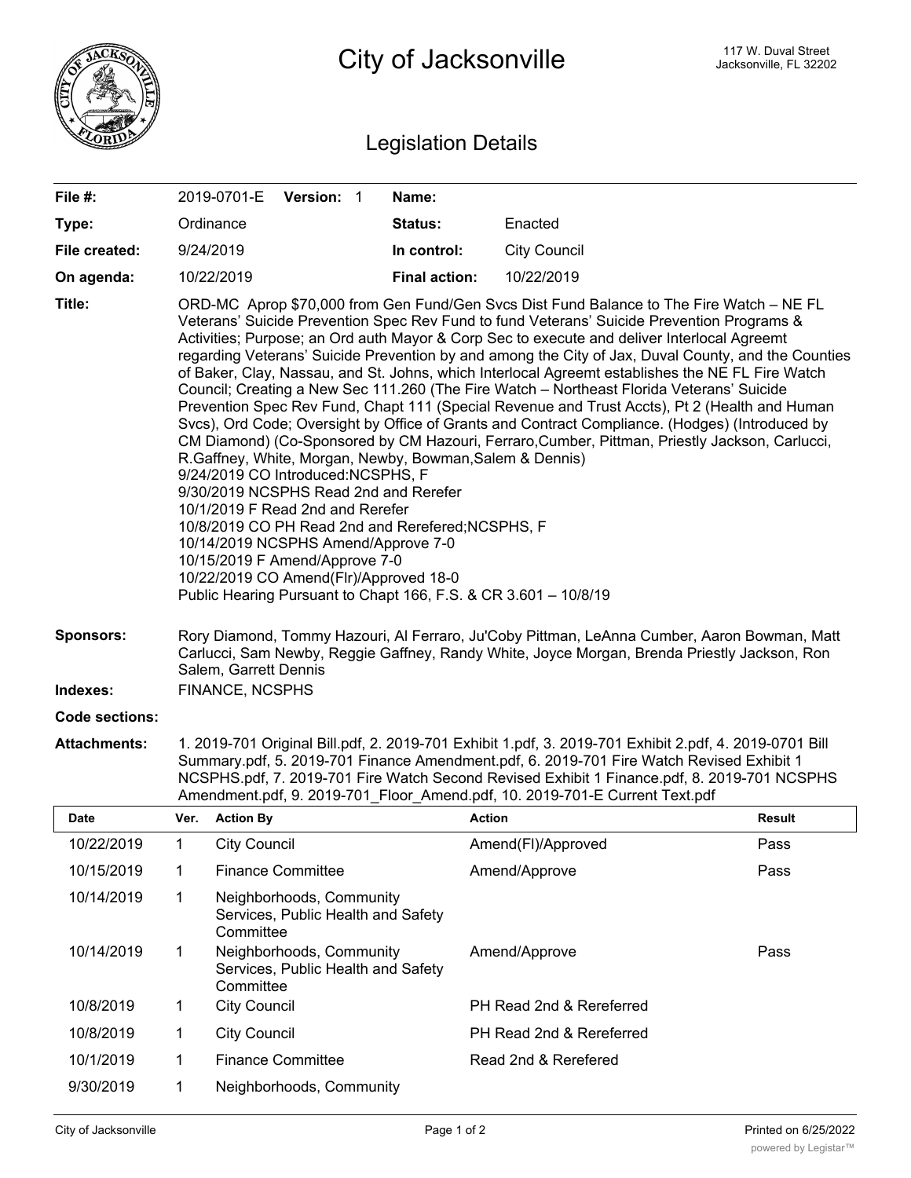# City of Jacksonville

117 W. Duval Street
Jacksonville, FL 32202

## Legislation Details

| | | | |
|---|---|---|---|
| **File #:** | 2019-0701-E **Version:** 1 | **Name:** | |
| **Type:** | Ordinance | **Status:** | Enacted |
| **File created:** | 9/24/2019 | **In control:** | City Council |
| **On agenda:** | 10/22/2019 | **Final action:** | 10/22/2019 |

**Title:** ORD-MC Aprop $70,000 from Gen Fund/Gen Svcs Dist Fund Balance to The Fire Watch – NE FL Veterans' Suicide Prevention Spec Rev Fund to fund Veterans' Suicide Prevention Programs & Activities; Purpose; an Ord auth Mayor & Corp Sec to execute and deliver Interlocal Agreemt regarding Veterans' Suicide Prevention by and among the City of Jax, Duval County, and the Counties of Baker, Clay, Nassau, and St. Johns, which Interlocal Agreemt establishes the NE FL Fire Watch Council; Creating a New Sec 111.260 (The Fire Watch – Northeast Florida Veterans' Suicide Prevention Spec Rev Fund, Chapt 111 (Special Revenue and Trust Accts), Pt 2 (Health and Human Svcs), Ord Code; Oversight by Office of Grants and Contract Compliance. (Hodges) (Introduced by CM Diamond) (Co-Sponsored by CM Hazouri, Ferraro,Cumber, Pittman, Priestly Jackson, Carlucci, R.Gaffney, White, Morgan, Newby, Bowman,Salem & Dennis)
9/24/2019 CO Introduced:NCSPHS, F
9/30/2019 NCSPHS Read 2nd and Rerefer
10/1/2019 F Read 2nd and Rerefer
10/8/2019 CO PH Read 2nd and Rerefered;NCSPHS, F
10/14/2019 NCSPHS Amend/Approve 7-0
10/15/2019 F Amend/Approve 7-0
10/22/2019 CO Amend(Flr)/Approved 18-0
Public Hearing Pursuant to Chapt 166, F.S. & CR 3.601 – 10/8/19

**Sponsors:** Rory Diamond, Tommy Hazouri, Al Ferraro, Ju'Coby Pittman, LeAnna Cumber, Aaron Bowman, Matt Carlucci, Sam Newby, Reggie Gaffney, Randy White, Joyce Morgan, Brenda Priestly Jackson, Ron Salem, Garrett Dennis

**Indexes:** FINANCE, NCSPHS

**Code sections:**

**Attachments:** 1. 2019-701 Original Bill.pdf, 2. 2019-701 Exhibit 1.pdf, 3. 2019-701 Exhibit 2.pdf, 4. 2019-0701 Bill Summary.pdf, 5. 2019-701 Finance Amendment.pdf, 6. 2019-701 Fire Watch Revised Exhibit 1 NCSPHS.pdf, 7. 2019-701 Fire Watch Second Revised Exhibit 1 Finance.pdf, 8. 2019-701 NCSPHS Amendment.pdf, 9. 2019-701_Floor_Amend.pdf, 10. 2019-701-E Current Text.pdf

| Date | Ver. | Action By | Action | Result |
|---|---|---|---|---|
| 10/22/2019 | 1 | City Council | Amend(Fl)/Approved | Pass |
| 10/15/2019 | 1 | Finance Committee | Amend/Approve | Pass |
| 10/14/2019 | 1 | Neighborhoods, Community Services, Public Health and Safety Committee | | |
| 10/14/2019 | 1 | Neighborhoods, Community Services, Public Health and Safety Committee | Amend/Approve | Pass |
| 10/8/2019 | 1 | City Council | PH Read 2nd & Rereferred | |
| 10/8/2019 | 1 | City Council | PH Read 2nd & Rereferred | |
| 10/1/2019 | 1 | Finance Committee | Read 2nd & Rerefered | |
| 9/30/2019 | 1 | Neighborhoods, Community | | |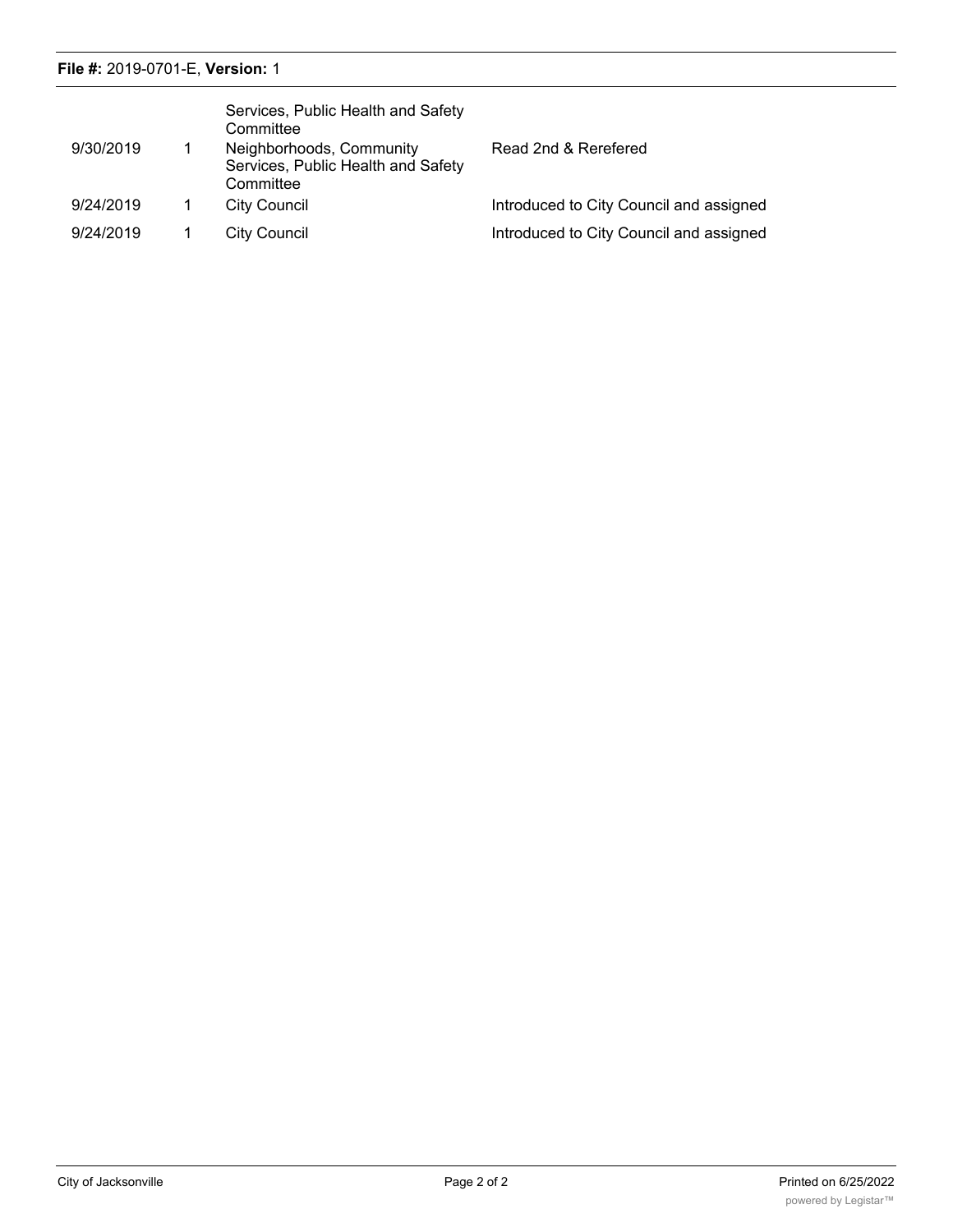| | | | |
|---|---|---|---|
| | | Services, Public Health and Safety Committee | |
| 9/30/2019 | 1 | Neighborhoods, Community Services, Public Health and Safety Committee | Read 2nd & Rerefered |
| 9/24/2019 | 1 | City Council | Introduced to City Council and assigned |
| 9/24/2019 | 1 | City Council | Introduced to City Council and assigned |